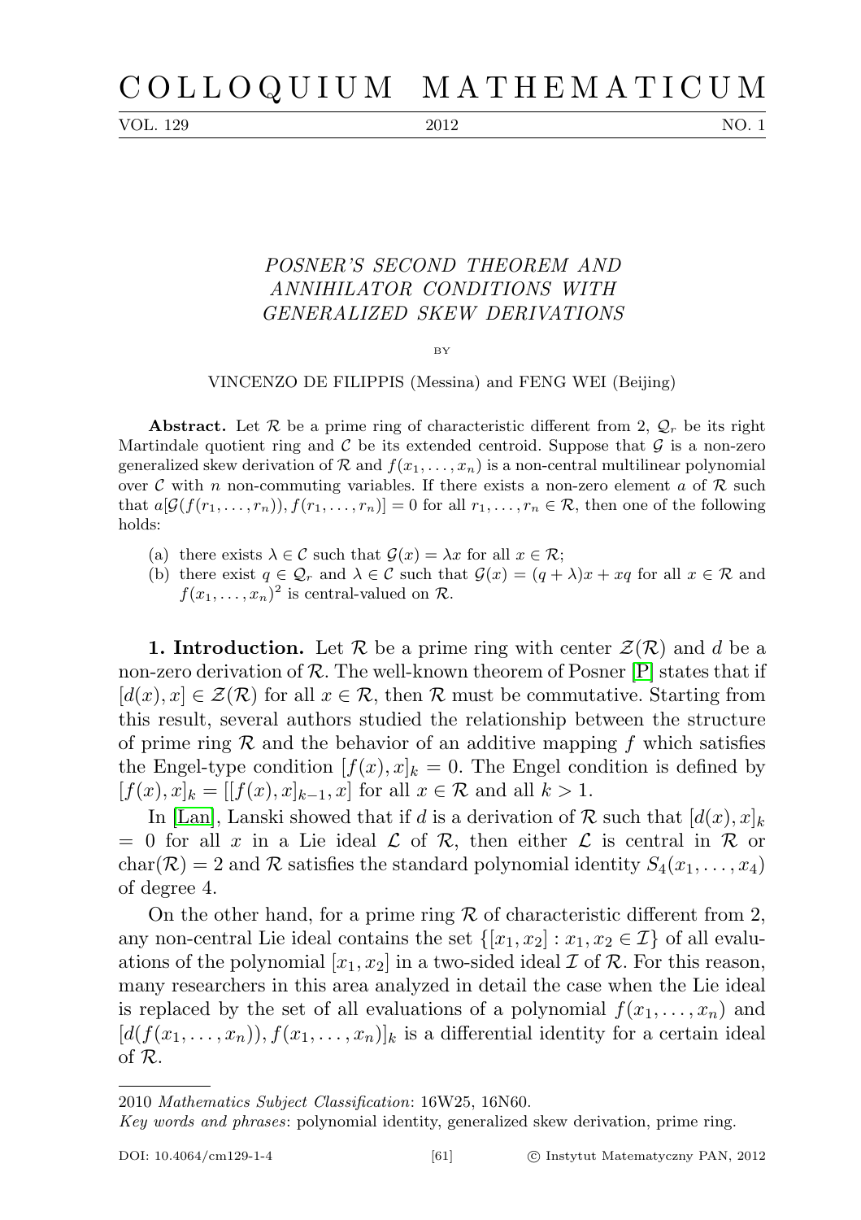# POSNER'S SECOND THEOREM AND ANNIHILATOR CONDITIONS WITH GENERALIZED SKEW DERIVATIONS

BY

VINCENZO DE FILIPPIS (Messina) and FENG WEI (Beijing)

**Abstract.** Let $\mathcal{R}$ be a prime ring of characteristic different from 2, $\mathcal{Q}_r$ be its right Martindale quotient ring and $\mathcal{C}$ be its extended centroid. Suppose that $\mathcal{G}$ is a non-zero generalized skew derivation of $\mathcal{R}$ and $f(x_1, \ldots, x_n)$ is a non-central multilinear polynomial over $\mathcal{C}$ with $n$ non-commuting variables. If there exists a non-zero element $a$ of $\mathcal{R}$ such that $a[\mathcal{G}(f(r_1, \ldots, r_n)), f(r_1, \ldots, r_n)] = 0$ for all $r_1, \ldots, r_n \in \mathcal{R}$, then one of the following holds:

- (a) there exists $\lambda \in \mathcal{C}$ such that $\mathcal{G}(x) = \lambda x$ for all $x \in \mathcal{R}$;
- (b) there exist $q \in \mathcal{Q}_r$ and $\lambda \in \mathcal{C}$ such that $\mathcal{G}(x) = (q + \lambda)x + xq$ for all $x \in \mathcal{R}$ and $f(x_1, \ldots, x_n)^2$ is central-valued on $\mathcal{R}$.

**1. Introduction.** Let $\mathcal{R}$ be a prime ring with center $\mathcal{Z}(\mathcal{R})$ and $d$ be a non-zero derivation of $\mathcal{R}$. The well-known theorem of Posner [P] states that if $[d(x), x] \in \mathcal{Z}(\mathcal{R})$ for all $x \in \mathcal{R}$, then $\mathcal{R}$ must be commutative. Starting from this result, several authors studied the relationship between the structure of prime ring $\mathcal{R}$ and the behavior of an additive mapping $f$ which satisfies the Engel-type condition $[f(x), x]_k = 0$. The Engel condition is defined by $[f(x), x]_k = [[f(x), x]_{k-1}, x]$ for all $x \in \mathcal{R}$ and all $k > 1$.

In [Lan], Lanski showed that if $d$ is a derivation of $\mathcal{R}$ such that $[d(x), x]_k = 0$ for all $x$ in a Lie ideal $\mathcal{L}$ of $\mathcal{R}$, then either $\mathcal{L}$ is central in $\mathcal{R}$ or $\operatorname{char}(\mathcal{R}) = 2$ and $\mathcal{R}$ satisfies the standard polynomial identity $S_4(x_1, \ldots, x_4)$ of degree 4.

On the other hand, for a prime ring $\mathcal{R}$ of characteristic different from 2, any non-central Lie ideal contains the set $\{[x_1, x_2] : x_1, x_2 \in \mathcal{I}\}$ of all evaluations of the polynomial $[x_1, x_2]$ in a two-sided ideal $\mathcal{I}$ of $\mathcal{R}$. For this reason, many researchers in this area analyzed in detail the case when the Lie ideal is replaced by the set of all evaluations of a polynomial $f(x_1, \ldots, x_n)$ and $[d(f(x_1, \ldots, x_n)), f(x_1, \ldots, x_n)]_k$ is a differential identity for a certain ideal of $\mathcal{R}$.

2010 *Mathematics Subject Classification*: 16W25, 16N60.

*Key words and phrases*: polynomial identity, generalized skew derivation, prime ring.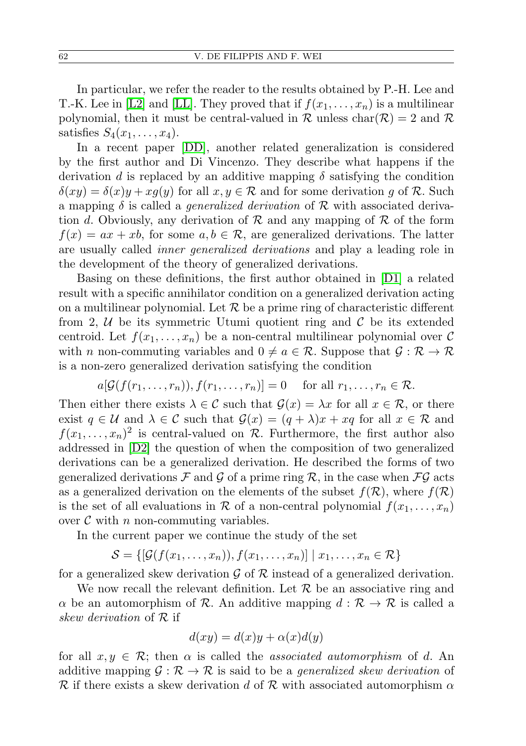In particular, we refer the reader to the results obtained by P.-H. Lee and T.-K. Lee in [L2] and [LL]. They proved that if $f(x_1, \ldots, x_n)$ is a multilinear polynomial, then it must be central-valued in $\mathcal{R}$ unless $\mathrm{char}(\mathcal{R}) = 2$ and $\mathcal{R}$ satisfies $S_4(x_1, \ldots, x_4)$.

In a recent paper [DD], another related generalization is considered by the first author and Di Vincenzo. They describe what happens if the derivation $d$ is replaced by an additive mapping $\delta$ satisfying the condition $\delta(xy) = \delta(x)y + xg(y)$ for all $x, y \in \mathcal{R}$ and for some derivation $g$ of $\mathcal{R}$. Such a mapping $\delta$ is called a *generalized derivation* of $\mathcal{R}$ with associated derivation $d$. Obviously, any derivation of $\mathcal{R}$ and any mapping of $\mathcal{R}$ of the form $f(x) = ax + xb$, for some $a, b \in \mathcal{R}$, are generalized derivations. The latter are usually called *inner generalized derivations* and play a leading role in the development of the theory of generalized derivations.

Basing on these definitions, the first author obtained in [D1] a related result with a specific annihilator condition on a generalized derivation acting on a multilinear polynomial. Let $\mathcal{R}$ be a prime ring of characteristic different from 2, $\mathcal{U}$ be its symmetric Utumi quotient ring and $\mathcal{C}$ be its extended centroid. Let $f(x_1, \ldots, x_n)$ be a non-central multilinear polynomial over $\mathcal{C}$ with $n$ non-commuting variables and $0 \neq a \in \mathcal{R}$. Suppose that $\mathcal{G} : \mathcal{R} \to \mathcal{R}$ is a non-zero generalized derivation satisfying the condition

$$a[\mathcal{G}(f(r_1, \ldots, r_n)), f(r_1, \ldots, r_n)] = 0 \quad \text{for all } r_1, \ldots, r_n \in \mathcal{R}.$$

Then either there exists $\lambda \in \mathcal{C}$ such that $\mathcal{G}(x) = \lambda x$ for all $x \in \mathcal{R}$, or there exist $q \in \mathcal{U}$ and $\lambda \in \mathcal{C}$ such that $\mathcal{G}(x) = (q + \lambda)x + xq$ for all $x \in \mathcal{R}$ and $f(x_1, \ldots, x_n)^2$ is central-valued on $\mathcal{R}$. Furthermore, the first author also addressed in [D2] the question of when the composition of two generalized derivations can be a generalized derivation. He described the forms of two generalized derivations $\mathcal{F}$ and $\mathcal{G}$ of a prime ring $\mathcal{R}$, in the case when $\mathcal{F}\mathcal{G}$ acts as a generalized derivation on the elements of the subset $f(\mathcal{R})$, where $f(\mathcal{R})$ is the set of all evaluations in $\mathcal{R}$ of a non-central polynomial $f(x_1, \ldots, x_n)$ over $\mathcal{C}$ with $n$ non-commuting variables.

In the current paper we continue the study of the set

$$\mathcal{S} = \{[\mathcal{G}(f(x_1, \ldots, x_n)), f(x_1, \ldots, x_n)] \mid x_1, \ldots, x_n \in \mathcal{R}\}$$

for a generalized skew derivation $\mathcal{G}$ of $\mathcal{R}$ instead of a generalized derivation.

We now recall the relevant definition. Let $\mathcal{R}$ be an associative ring and $\alpha$ be an automorphism of $\mathcal{R}$. An additive mapping $d : \mathcal{R} \to \mathcal{R}$ is called a *skew derivation* of $\mathcal{R}$ if

$$d(xy) = d(x)y + \alpha(x)d(y)$$

for all $x, y \in \mathcal{R}$; then $\alpha$ is called the *associated automorphism* of $d$. An additive mapping $\mathcal{G} : \mathcal{R} \to \mathcal{R}$ is said to be a *generalized skew derivation* of $\mathcal{R}$ if there exists a skew derivation $d$ of $\mathcal{R}$ with associated automorphism $\alpha$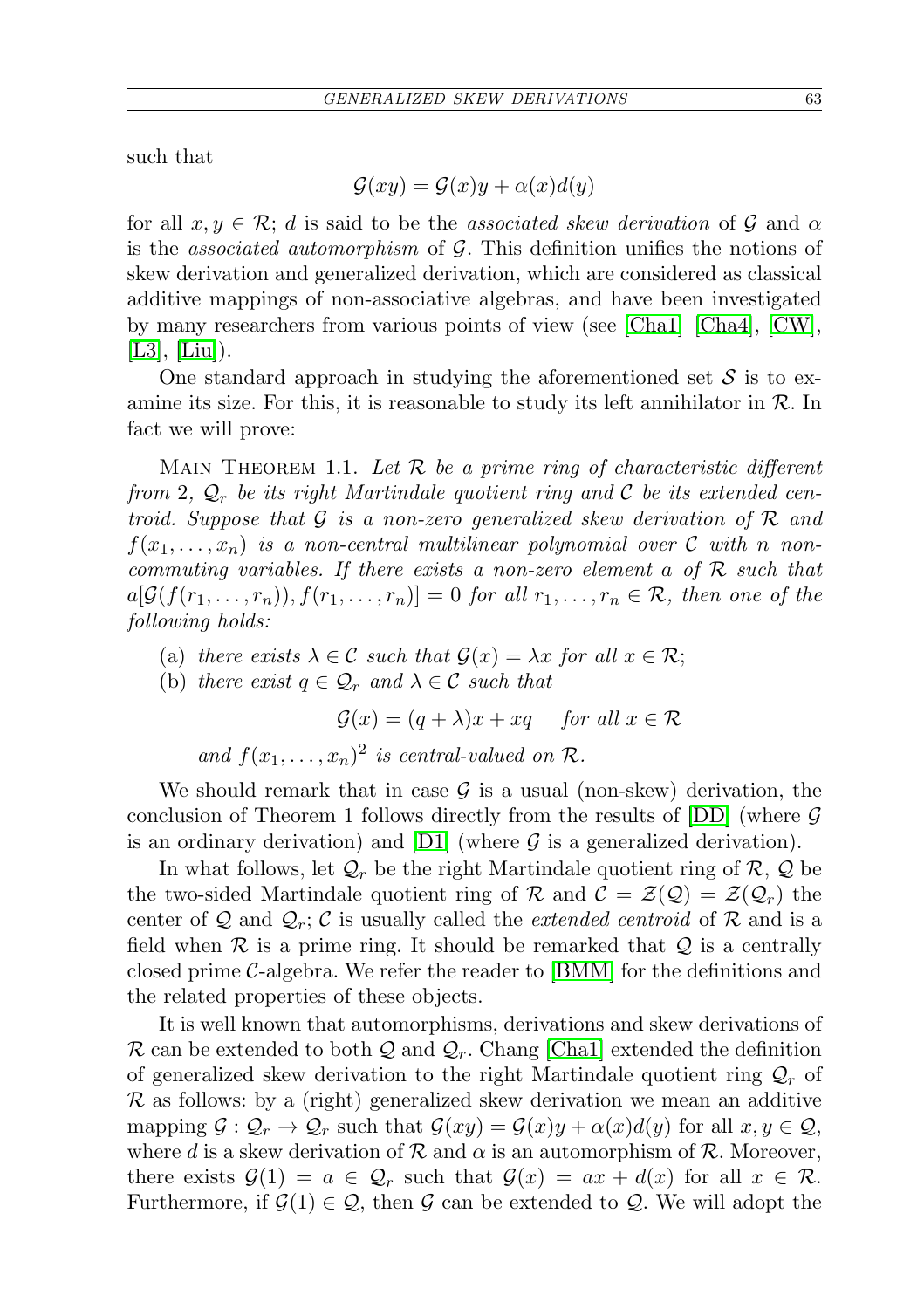such that

$$\mathcal{G}(xy) = \mathcal{G}(x)y + \alpha(x)d(y)$$

for all $x, y \in \mathcal{R}$; $d$ is said to be the *associated skew derivation* of $\mathcal{G}$ and $\alpha$ is the *associated automorphism* of $\mathcal{G}$. This definition unifies the notions of skew derivation and generalized derivation, which are considered as classical additive mappings of non-associative algebras, and have been investigated by many researchers from various points of view (see [Cha1]–[Cha4], [CW], [L3], [Liu]).

One standard approach in studying the aforementioned set $\mathcal{S}$ is to examine its size. For this, it is reasonable to study its left annihilator in $\mathcal{R}$. In fact we will prove:

Main Theorem 1.1. *Let $\mathcal{R}$ be a prime ring of characteristic different from 2, $\mathcal{Q}_r$ be its right Martindale quotient ring and $\mathcal{C}$ be its extended centroid. Suppose that $\mathcal{G}$ is a non-zero generalized skew derivation of $\mathcal{R}$ and $f(x_1, \ldots, x_n)$ is a non-central multilinear polynomial over $\mathcal{C}$ with $n$ non-commuting variables. If there exists a non-zero element $a$ of $\mathcal{R}$ such that $a[\mathcal{G}(f(r_1, \ldots, r_n)), f(r_1, \ldots, r_n)] = 0$ for all $r_1, \ldots, r_n \in \mathcal{R}$, then one of the following holds:*

- (a) *there exists $\lambda \in \mathcal{C}$ such that $\mathcal{G}(x) = \lambda x$ for all $x \in \mathcal{R}$;*
- (b) *there exist $q \in \mathcal{Q}_r$ and $\lambda \in \mathcal{C}$ such that*

$$\mathcal{G}(x) = (q + \lambda)x + xq \quad \text{for all } x \in \mathcal{R}$$

*and $f(x_1, \ldots, x_n)^2$ is central-valued on $\mathcal{R}$.*

We should remark that in case $\mathcal{G}$ is a usual (non-skew) derivation, the conclusion of Theorem 1 follows directly from the results of [DD] (where $\mathcal{G}$ is an ordinary derivation) and [D1] (where $\mathcal{G}$ is a generalized derivation).

In what follows, let $\mathcal{Q}_r$ be the right Martindale quotient ring of $\mathcal{R}$, $\mathcal{Q}$ be the two-sided Martindale quotient ring of $\mathcal{R}$ and $\mathcal{C} = \mathcal{Z}(\mathcal{Q}) = \mathcal{Z}(\mathcal{Q}_r)$ the center of $\mathcal{Q}$ and $\mathcal{Q}_r$; $\mathcal{C}$ is usually called the *extended centroid* of $\mathcal{R}$ and is a field when $\mathcal{R}$ is a prime ring. It should be remarked that $\mathcal{Q}$ is a centrally closed prime $\mathcal{C}$-algebra. We refer the reader to [BMM] for the definitions and the related properties of these objects.

It is well known that automorphisms, derivations and skew derivations of $\mathcal{R}$ can be extended to both $\mathcal{Q}$ and $\mathcal{Q}_r$. Chang [Cha1] extended the definition of generalized skew derivation to the right Martindale quotient ring $\mathcal{Q}_r$ of $\mathcal{R}$ as follows: by a (right) generalized skew derivation we mean an additive mapping $\mathcal{G} : \mathcal{Q}_r \to \mathcal{Q}_r$ such that $\mathcal{G}(xy) = \mathcal{G}(x)y + \alpha(x)d(y)$ for all $x, y \in \mathcal{Q}$, where $d$ is a skew derivation of $\mathcal{R}$ and $\alpha$ is an automorphism of $\mathcal{R}$. Moreover, there exists $\mathcal{G}(1) = a \in \mathcal{Q}_r$ such that $\mathcal{G}(x) = ax + d(x)$ for all $x \in \mathcal{R}$. Furthermore, if $\mathcal{G}(1) \in \mathcal{Q}$, then $\mathcal{G}$ can be extended to $\mathcal{Q}$. We will adopt the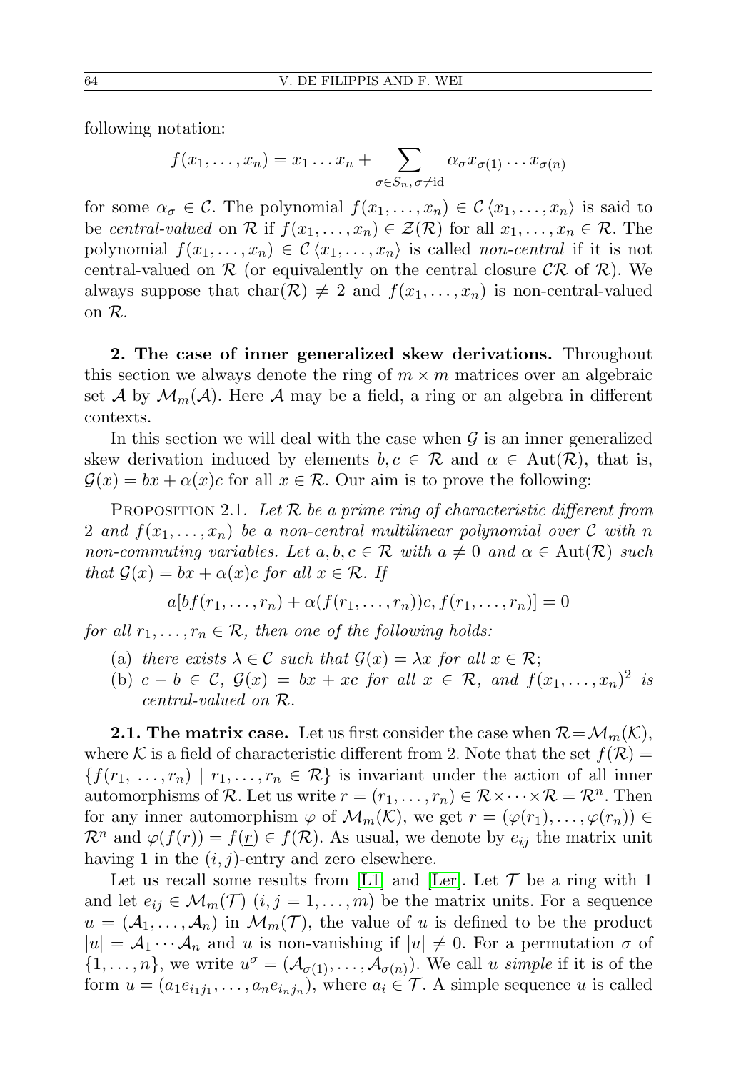following notation:

$$f(x_1,\ldots,x_n) = x_1\ldots x_n + \sum_{\sigma\in S_n,\,\sigma\neq \mathrm{id}} \alpha_\sigma x_{\sigma(1)}\ldots x_{\sigma(n)}$$

for some $\alpha_\sigma \in \mathcal{C}$. The polynomial $f(x_1,\ldots,x_n)\in \mathcal{C}\langle x_1,\ldots,x_n\rangle$ is said to be *central-valued* on $\mathcal{R}$ if $f(x_1,\ldots,x_n)\in \mathcal{Z}(\mathcal{R})$ for all $x_1,\ldots,x_n\in\mathcal{R}$. The polynomial $f(x_1,\ldots,x_n)\in \mathcal{C}\langle x_1,\ldots,x_n\rangle$ is called *non-central* if it is not central-valued on $\mathcal{R}$ (or equivalently on the central closure $\mathcal{CR}$ of $\mathcal{R}$). We always suppose that $\mathrm{char}(\mathcal{R})\neq 2$ and $f(x_1,\ldots,x_n)$ is non-central-valued on $\mathcal{R}$.

**2. The case of inner generalized skew derivations.** Throughout this section we always denote the ring of $m\times m$ matrices over an algebraic set $\mathcal{A}$ by $\mathcal{M}_m(\mathcal{A})$. Here $\mathcal{A}$ may be a field, a ring or an algebra in different contexts.

In this section we will deal with the case when $\mathcal{G}$ is an inner generalized skew derivation induced by elements $b,c\in\mathcal{R}$ and $\alpha\in\mathrm{Aut}(\mathcal{R})$, that is, $\mathcal{G}(x) = bx+\alpha(x)c$ for all $x\in\mathcal{R}$. Our aim is to prove the following:

Proposition 2.1. *Let $\mathcal{R}$ be a prime ring of characteristic different from 2 and $f(x_1,\ldots,x_n)$ be a non-central multilinear polynomial over $\mathcal{C}$ with $n$ non-commuting variables. Let $a,b,c\in\mathcal{R}$ with $a\neq 0$ and $\alpha\in\mathrm{Aut}(\mathcal{R})$ such that $\mathcal{G}(x) = bx+\alpha(x)c$ for all $x\in\mathcal{R}$. If*

$$a[bf(r_1,\ldots,r_n)+\alpha(f(r_1,\ldots,r_n))c, f(r_1,\ldots,r_n)] = 0$$

*for all $r_1,\ldots,r_n\in\mathcal{R}$, then one of the following holds:*

- (a) *there exists $\lambda\in\mathcal{C}$ such that $\mathcal{G}(x)=\lambda x$ for all $x\in\mathcal{R}$;*
- (b) *$c-b\in\mathcal{C}$, $\mathcal{G}(x) = bx+xc$ for all $x\in\mathcal{R}$, and $f(x_1,\ldots,x_n)^2$ is central-valued on $\mathcal{R}$.*

**2.1. The matrix case.** Let us first consider the case when $\mathcal{R}=\mathcal{M}_m(\mathcal{K})$, where $\mathcal{K}$ is a field of characteristic different from 2. Note that the set $f(\mathcal{R}) = \{f(r_1,\ldots,r_n)\mid r_1,\ldots,r_n\in\mathcal{R}\}$ is invariant under the action of all inner automorphisms of $\mathcal{R}$. Let us write $r=(r_1,\ldots,r_n)\in\mathcal{R}\times\cdots\times\mathcal{R}=\mathcal{R}^n$. Then for any inner automorphism $\varphi$ of $\mathcal{M}_m(\mathcal{K})$, we get $\underline{r} = (\varphi(r_1),\ldots,\varphi(r_n))\in\mathcal{R}^n$ and $\varphi(f(r)) = f(\underline{r})\in f(\mathcal{R})$. As usual, we denote by $e_{ij}$ the matrix unit having 1 in the $(i,j)$-entry and zero elsewhere.

Let us recall some results from [L1] and [Ler]. Let $\mathcal{T}$ be a ring with 1 and let $e_{ij}\in\mathcal{M}_m(\mathcal{T})$ $(i,j=1,\ldots,m)$ be the matrix units. For a sequence $u=(\mathcal{A}_1,\ldots,\mathcal{A}_n)$ in $\mathcal{M}_m(\mathcal{T})$, the value of $u$ is defined to be the product $|u| = \mathcal{A}_1\cdots\mathcal{A}_n$ and $u$ is non-vanishing if $|u|\neq 0$. For a permutation $\sigma$ of $\{1,\ldots,n\}$, we write $u^\sigma = (\mathcal{A}_{\sigma(1)},\ldots,\mathcal{A}_{\sigma(n)})$. We call $u$ *simple* if it is of the form $u=(a_1e_{i_1j_1},\ldots,a_ne_{i_nj_n})$, where $a_i\in\mathcal{T}$. A simple sequence $u$ is called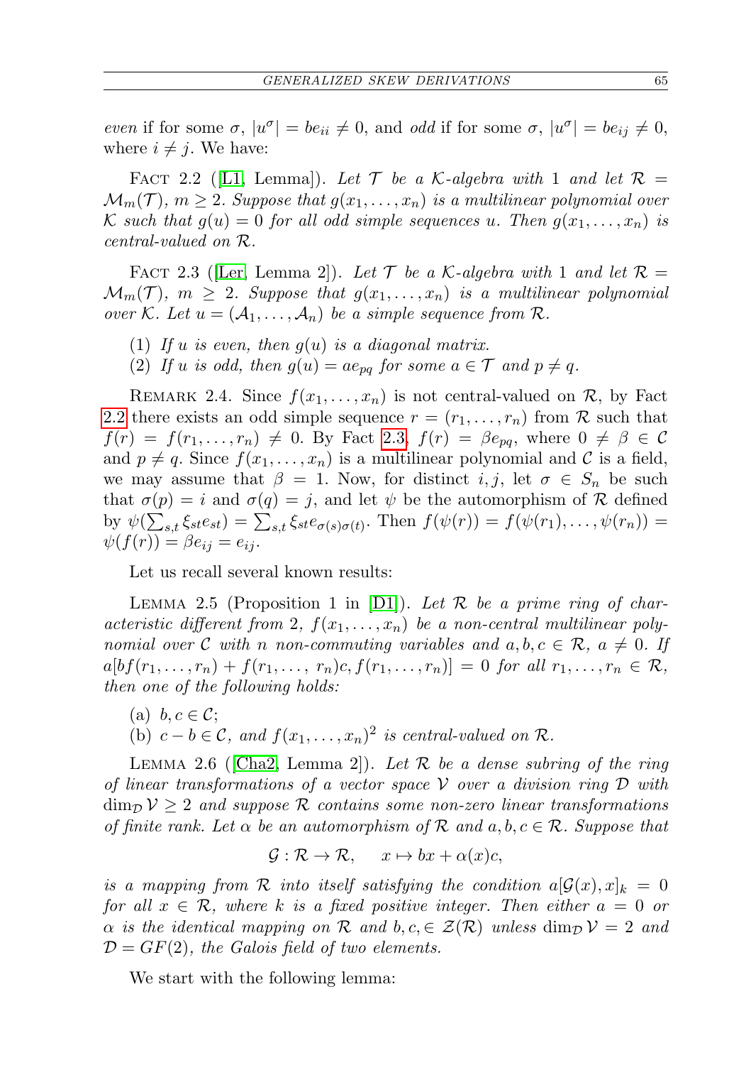*even* if for some $\sigma$, $|u^\sigma| = be_{ii} \neq 0$, and *odd* if for some $\sigma$, $|u^\sigma| = be_{ij} \neq 0$, where $i \neq j$. We have:

FACT 2.2 ([L1, Lemma]). *Let $\mathcal{T}$ be a $\mathcal{K}$-algebra with 1 and let $\mathcal{R} = \mathcal{M}_m(\mathcal{T})$, $m \geq 2$. Suppose that $g(x_1, \ldots, x_n)$ is a multilinear polynomial over $\mathcal{K}$ such that $g(u) = 0$ for all odd simple sequences $u$. Then $g(x_1, \ldots, x_n)$ is central-valued on $\mathcal{R}$.*

FACT 2.3 ([Ler, Lemma 2]). *Let $\mathcal{T}$ be a $\mathcal{K}$-algebra with 1 and let $\mathcal{R} = \mathcal{M}_m(\mathcal{T})$, $m \geq 2$. Suppose that $g(x_1, \ldots, x_n)$ is a multilinear polynomial over $\mathcal{K}$. Let $u = (\mathcal{A}_1, \ldots, \mathcal{A}_n)$ be a simple sequence from $\mathcal{R}$.*

1. *If $u$ is even, then $g(u)$ is a diagonal matrix.*
2. *If $u$ is odd, then $g(u) = ae_{pq}$ for some $a \in \mathcal{T}$ and $p \neq q$.*

REMARK 2.4. Since $f(x_1, \ldots, x_n)$ is not central-valued on $\mathcal{R}$, by Fact 2.2 there exists an odd simple sequence $r = (r_1, \ldots, r_n)$ from $\mathcal{R}$ such that $f(r) = f(r_1, \ldots, r_n) \neq 0$. By Fact 2.3, $f(r) = \beta e_{pq}$, where $0 \neq \beta \in \mathcal{C}$ and $p \neq q$. Since $f(x_1, \ldots, x_n)$ is a multilinear polynomial and $\mathcal{C}$ is a field, we may assume that $\beta = 1$. Now, for distinct $i, j$, let $\sigma \in S_n$ be such that $\sigma(p) = i$ and $\sigma(q) = j$, and let $\psi$ be the automorphism of $\mathcal{R}$ defined by $\psi(\sum_{s,t} \xi_{st} e_{st}) = \sum_{s,t} \xi_{st} e_{\sigma(s)\sigma(t)}$. Then $f(\psi(r)) = f(\psi(r_1), \ldots, \psi(r_n)) = \psi(f(r)) = \beta e_{ij} = e_{ij}$.

Let us recall several known results:

LEMMA 2.5 (Proposition 1 in [D1]). *Let $\mathcal{R}$ be a prime ring of characteristic different from 2, $f(x_1, \ldots, x_n)$ be a non-central multilinear polynomial over $\mathcal{C}$ with $n$ non-commuting variables and $a, b, c \in \mathcal{R}$, $a \neq 0$. If $a[bf(r_1, \ldots, r_n) + f(r_1, \ldots, r_n)c, f(r_1, \ldots, r_n)] = 0$ for all $r_1, \ldots, r_n \in \mathcal{R}$, then one of the following holds:*

(a) *$b, c \in \mathcal{C}$;*
(b) *$c - b \in \mathcal{C}$, and $f(x_1, \ldots, x_n)^2$ is central-valued on $\mathcal{R}$.*

LEMMA 2.6 ([Cha2, Lemma 2]). *Let $\mathcal{R}$ be a dense subring of the ring of linear transformations of a vector space $\mathcal{V}$ over a division ring $\mathcal{D}$ with $\dim_{\mathcal{D}} \mathcal{V} \geq 2$ and suppose $\mathcal{R}$ contains some non-zero linear transformations of finite rank. Let $\alpha$ be an automorphism of $\mathcal{R}$ and $a, b, c \in \mathcal{R}$. Suppose that*

$$\mathcal{G} : \mathcal{R} \to \mathcal{R}, \quad x \mapsto bx + \alpha(x)c,$$

*is a mapping from $\mathcal{R}$ into itself satisfying the condition $a[\mathcal{G}(x), x]_k = 0$ for all $x \in \mathcal{R}$, where $k$ is a fixed positive integer. Then either $a = 0$ or $\alpha$ is the identical mapping on $\mathcal{R}$ and $b, c, \in \mathcal{Z}(\mathcal{R})$ unless $\dim_{\mathcal{D}} \mathcal{V} = 2$ and $\mathcal{D} = GF(2)$, the Galois field of two elements.*

We start with the following lemma: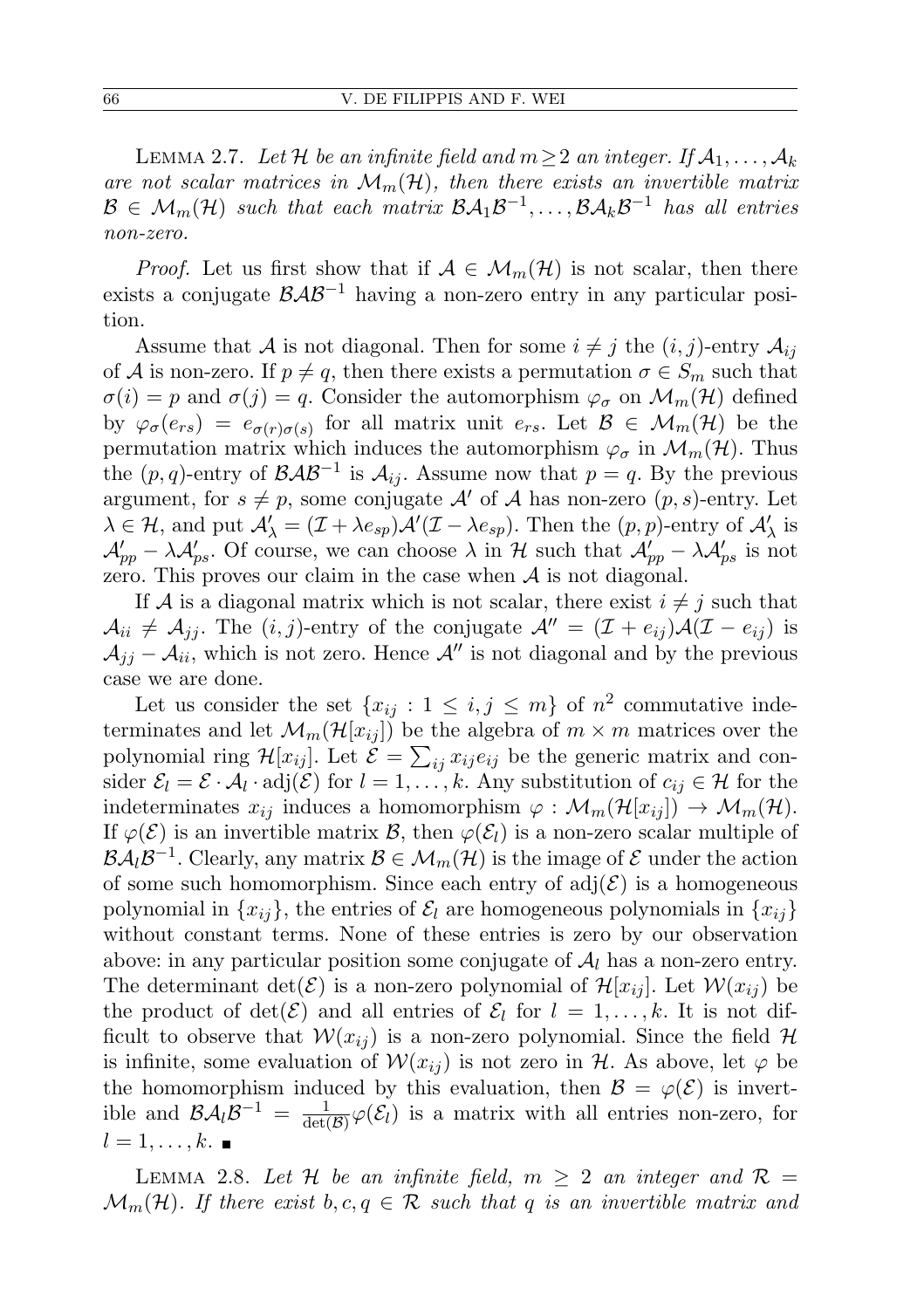Lemma 2.7. *Let $\mathcal{H}$ be an infinite field and $m \geq 2$ an integer. If $\mathcal{A}_1, \ldots, \mathcal{A}_k$ are not scalar matrices in $\mathcal{M}_m(\mathcal{H})$, then there exists an invertible matrix $\mathcal{B} \in \mathcal{M}_m(\mathcal{H})$ such that each matrix $\mathcal{B}\mathcal{A}_1\mathcal{B}^{-1}, \ldots, \mathcal{B}\mathcal{A}_k\mathcal{B}^{-1}$ has all entries non-zero.*

*Proof.* Let us first show that if $\mathcal{A} \in \mathcal{M}_m(\mathcal{H})$ is not scalar, then there exists a conjugate $\mathcal{B}\mathcal{A}\mathcal{B}^{-1}$ having a non-zero entry in any particular position.

Assume that $\mathcal{A}$ is not diagonal. Then for some $i \neq j$ the $(i,j)$-entry $\mathcal{A}_{ij}$ of $\mathcal{A}$ is non-zero. If $p \neq q$, then there exists a permutation $\sigma \in S_m$ such that $\sigma(i) = p$ and $\sigma(j) = q$. Consider the automorphism $\varphi_\sigma$ on $\mathcal{M}_m(\mathcal{H})$ defined by $\varphi_\sigma(e_{rs}) = e_{\sigma(r)\sigma(s)}$ for all matrix unit $e_{rs}$. Let $\mathcal{B} \in \mathcal{M}_m(\mathcal{H})$ be the permutation matrix which induces the automorphism $\varphi_\sigma$ in $\mathcal{M}_m(\mathcal{H})$. Thus the $(p,q)$-entry of $\mathcal{B}\mathcal{A}\mathcal{B}^{-1}$ is $\mathcal{A}_{ij}$. Assume now that $p = q$. By the previous argument, for $s \neq p$, some conjugate $\mathcal{A}'$ of $\mathcal{A}$ has non-zero $(p,s)$-entry. Let $\lambda \in \mathcal{H}$, and put $\mathcal{A}'_\lambda = (\mathcal{I} + \lambda e_{sp})\mathcal{A}'(\mathcal{I} - \lambda e_{sp})$. Then the $(p,p)$-entry of $\mathcal{A}'_\lambda$ is $\mathcal{A}'_{pp} - \lambda \mathcal{A}'_{ps}$. Of course, we can choose $\lambda$ in $\mathcal{H}$ such that $\mathcal{A}'_{pp} - \lambda \mathcal{A}'_{ps}$ is not zero. This proves our claim in the case when $\mathcal{A}$ is not diagonal.

If $\mathcal{A}$ is a diagonal matrix which is not scalar, there exist $i \neq j$ such that $\mathcal{A}_{ii} \neq \mathcal{A}_{jj}$. The $(i,j)$-entry of the conjugate $\mathcal{A}'' = (\mathcal{I} + e_{ij})\mathcal{A}(\mathcal{I} - e_{ij})$ is $\mathcal{A}_{jj} - \mathcal{A}_{ii}$, which is not zero. Hence $\mathcal{A}''$ is not diagonal and by the previous case we are done.

Let us consider the set $\{x_{ij} : 1 \leq i, j \leq m\}$ of $n^2$ commutative indeterminates and let $\mathcal{M}_m(\mathcal{H}[x_{ij}])$ be the algebra of $m \times m$ matrices over the polynomial ring $\mathcal{H}[x_{ij}]$. Let $\mathcal{E} = \sum_{ij} x_{ij} e_{ij}$ be the generic matrix and consider $\mathcal{E}_l = \mathcal{E} \cdot \mathcal{A}_l \cdot \mathrm{adj}(\mathcal{E})$ for $l = 1, \ldots, k$. Any substitution of $c_{ij} \in \mathcal{H}$ for the indeterminates $x_{ij}$ induces a homomorphism $\varphi : \mathcal{M}_m(\mathcal{H}[x_{ij}]) \to \mathcal{M}_m(\mathcal{H})$. If $\varphi(\mathcal{E})$ is an invertible matrix $\mathcal{B}$, then $\varphi(\mathcal{E}_l)$ is a non-zero scalar multiple of $\mathcal{B}\mathcal{A}_l\mathcal{B}^{-1}$. Clearly, any matrix $\mathcal{B} \in \mathcal{M}_m(\mathcal{H})$ is the image of $\mathcal{E}$ under the action of some such homomorphism. Since each entry of $\mathrm{adj}(\mathcal{E})$ is a homogeneous polynomial in $\{x_{ij}\}$, the entries of $\mathcal{E}_l$ are homogeneous polynomials in $\{x_{ij}\}$ without constant terms. None of these entries is zero by our observation above: in any particular position some conjugate of $\mathcal{A}_l$ has a non-zero entry. The determinant $\det(\mathcal{E})$ is a non-zero polynomial of $\mathcal{H}[x_{ij}]$. Let $\mathcal{W}(x_{ij})$ be the product of $\det(\mathcal{E})$ and all entries of $\mathcal{E}_l$ for $l = 1, \ldots, k$. It is not difficult to observe that $\mathcal{W}(x_{ij})$ is a non-zero polynomial. Since the field $\mathcal{H}$ is infinite, some evaluation of $\mathcal{W}(x_{ij})$ is not zero in $\mathcal{H}$. As above, let $\varphi$ be the homomorphism induced by this evaluation, then $\mathcal{B} = \varphi(\mathcal{E})$ is invertible and $\mathcal{B}\mathcal{A}_l\mathcal{B}^{-1} = \frac{1}{\det(\mathcal{B})}\varphi(\mathcal{E}_l)$ is a matrix with all entries non-zero, for $l = 1, \ldots, k$. ∎

Lemma 2.8. *Let $\mathcal{H}$ be an infinite field, $m \geq 2$ an integer and $\mathcal{R} = \mathcal{M}_m(\mathcal{H})$. If there exist $b, c, q \in \mathcal{R}$ such that $q$ is an invertible matrix and*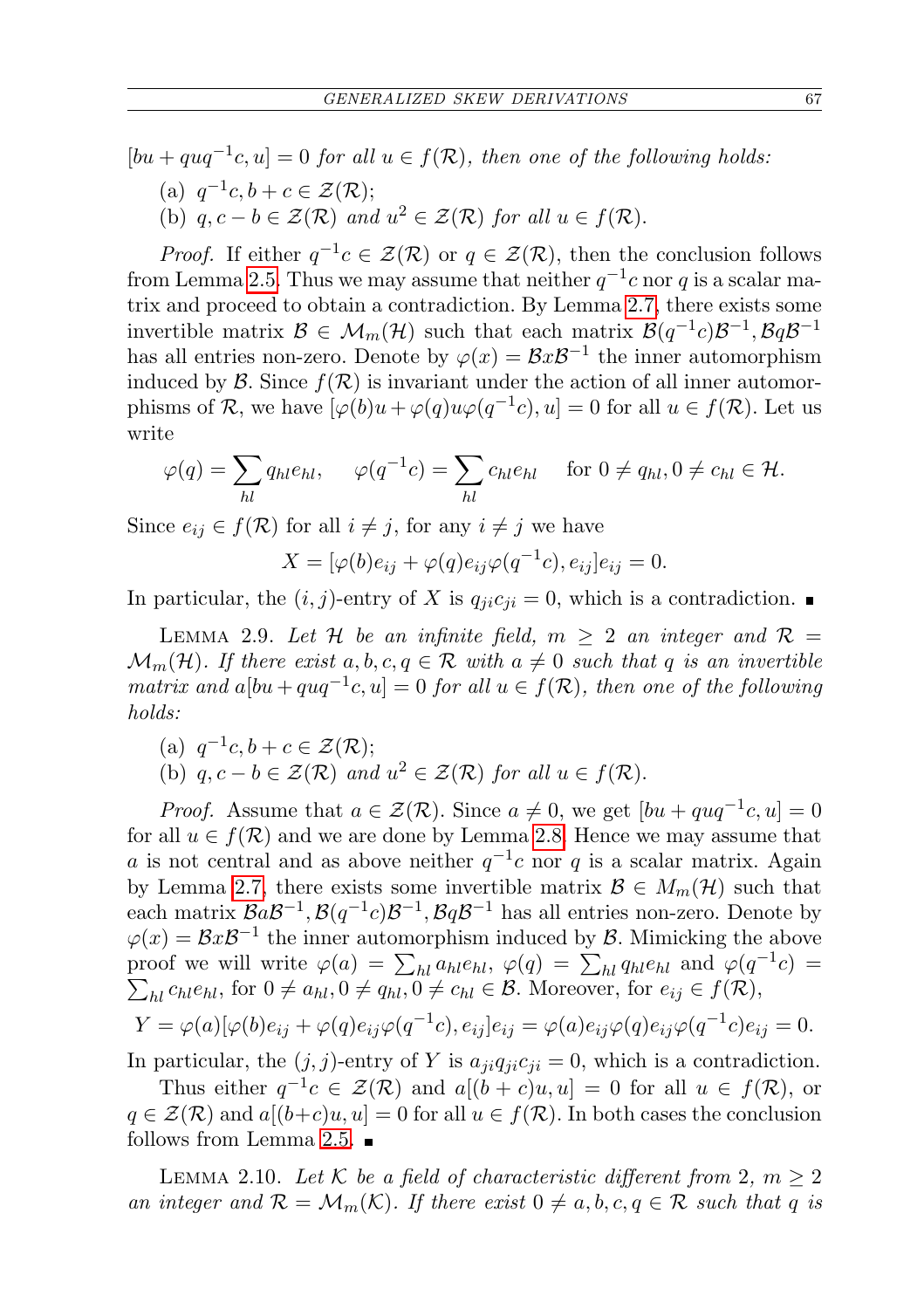$[bu + quq^{-1}c, u] = 0$ *for all* $u \in f(\mathcal{R})$*, then one of the following holds:*

(a) $q^{-1}c, b + c \in \mathcal{Z}(\mathcal{R})$;
(b) $q, c - b \in \mathcal{Z}(\mathcal{R})$ *and* $u^2 \in \mathcal{Z}(\mathcal{R})$ *for all* $u \in f(\mathcal{R})$.

*Proof.* If either $q^{-1}c \in \mathcal{Z}(\mathcal{R})$ or $q \in \mathcal{Z}(\mathcal{R})$, then the conclusion follows from Lemma 2.5. Thus we may assume that neither $q^{-1}c$ nor $q$ is a scalar matrix and proceed to obtain a contradiction. By Lemma 2.7, there exists some invertible matrix $\mathcal{B} \in \mathcal{M}_m(\mathcal{H})$ such that each matrix $\mathcal{B}(q^{-1}c)\mathcal{B}^{-1}, \mathcal{B}q\mathcal{B}^{-1}$ has all entries non-zero. Denote by $\varphi(x) = \mathcal{B}x\mathcal{B}^{-1}$ the inner automorphism induced by $\mathcal{B}$. Since $f(\mathcal{R})$ is invariant under the action of all inner automorphisms of $\mathcal{R}$, we have $[\varphi(b)u + \varphi(q)u\varphi(q^{-1}c), u] = 0$ for all $u \in f(\mathcal{R})$. Let us write

$$\varphi(q) = \sum_{hl} q_{hl}e_{hl}, \quad \varphi(q^{-1}c) = \sum_{hl} c_{hl}e_{hl} \quad \text{for } 0 \neq q_{hl}, 0 \neq c_{hl} \in \mathcal{H}.$$

Since $e_{ij} \in f(\mathcal{R})$ for all $i \neq j$, for any $i \neq j$ we have

$$X = [\varphi(b)e_{ij} + \varphi(q)e_{ij}\varphi(q^{-1}c), e_{ij}]e_{ij} = 0.$$

In particular, the $(i, j)$-entry of $X$ is $q_{ji}c_{ji} = 0$, which is a contradiction. ∎

LEMMA 2.9. *Let* $\mathcal{H}$ *be an infinite field,* $m \geq 2$ *an integer and* $\mathcal{R} = \mathcal{M}_m(\mathcal{H})$*. If there exist* $a, b, c, q \in \mathcal{R}$ *with* $a \neq 0$ *such that* $q$ *is an invertible matrix and* $a[bu + quq^{-1}c, u] = 0$ *for all* $u \in f(\mathcal{R})$*, then one of the following holds:*

(a) $q^{-1}c, b + c \in \mathcal{Z}(\mathcal{R})$;
(b) $q, c - b \in \mathcal{Z}(\mathcal{R})$ *and* $u^2 \in \mathcal{Z}(\mathcal{R})$ *for all* $u \in f(\mathcal{R})$.

*Proof.* Assume that $a \in \mathcal{Z}(\mathcal{R})$. Since $a \neq 0$, we get $[bu + quq^{-1}c, u] = 0$ for all $u \in f(\mathcal{R})$ and we are done by Lemma 2.8. Hence we may assume that $a$ is not central and as above neither $q^{-1}c$ nor $q$ is a scalar matrix. Again by Lemma 2.7, there exists some invertible matrix $\mathcal{B} \in M_m(\mathcal{H})$ such that each matrix $\mathcal{B}a\mathcal{B}^{-1}, \mathcal{B}(q^{-1}c)\mathcal{B}^{-1}, \mathcal{B}q\mathcal{B}^{-1}$ has all entries non-zero. Denote by $\varphi(x) = \mathcal{B}x\mathcal{B}^{-1}$ the inner automorphism induced by $\mathcal{B}$. Mimicking the above proof we will write $\varphi(a) = \sum_{hl} a_{hl}e_{hl}$, $\varphi(q) = \sum_{hl} q_{hl}e_{hl}$ and $\varphi(q^{-1}c) = \sum_{hl} c_{hl}e_{hl}$, for $0 \neq a_{hl}, 0 \neq q_{hl}, 0 \neq c_{hl} \in \mathcal{B}$. Moreover, for $e_{ij} \in f(\mathcal{R})$,

$$Y = \varphi(a)[\varphi(b)e_{ij} + \varphi(q)e_{ij}\varphi(q^{-1}c), e_{ij}]e_{ij} = \varphi(a)e_{ij}\varphi(q)e_{ij}\varphi(q^{-1}c)e_{ij} = 0.$$

In particular, the $(j, j)$-entry of $Y$ is $a_{ji}q_{ji}c_{ji} = 0$, which is a contradiction.

Thus either $q^{-1}c \in \mathcal{Z}(\mathcal{R})$ and $a[(b + c)u, u] = 0$ for all $u \in f(\mathcal{R})$, or $q \in \mathcal{Z}(\mathcal{R})$ and $a[(b+c)u, u] = 0$ for all $u \in f(\mathcal{R})$. In both cases the conclusion follows from Lemma 2.5. ∎

LEMMA 2.10. *Let* $\mathcal{K}$ *be a field of characteristic different from* 2*,* $m \geq 2$ *an integer and* $\mathcal{R} = \mathcal{M}_m(\mathcal{K})$*. If there exist* $0 \neq a, b, c, q \in \mathcal{R}$ *such that* $q$ *is*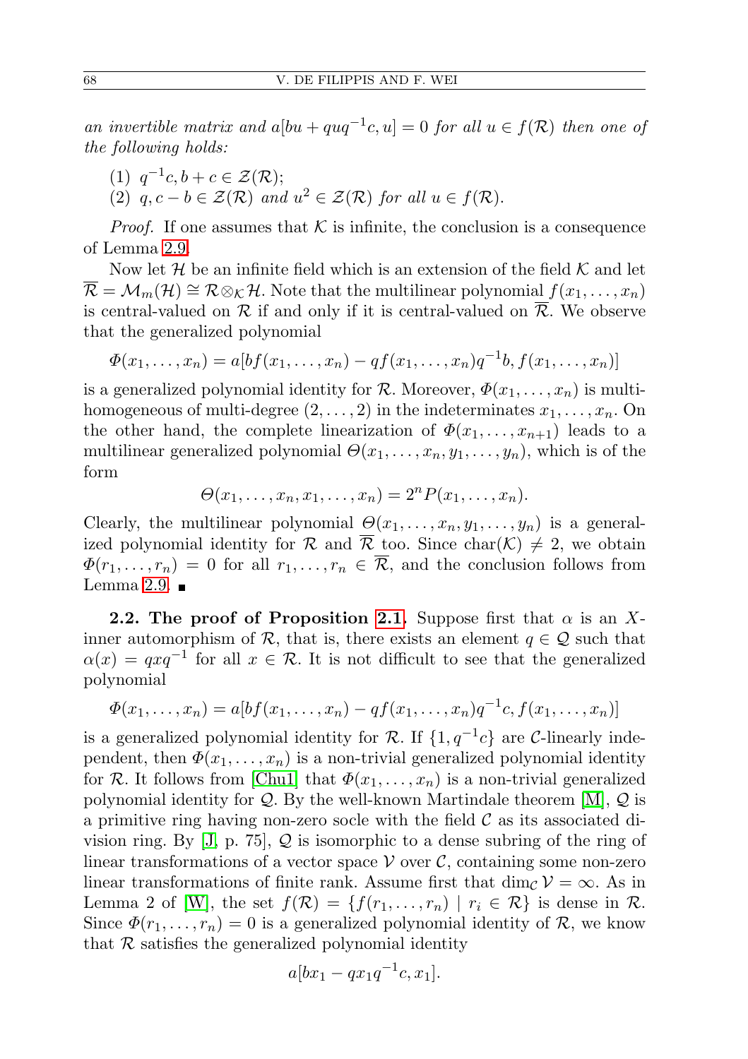*an invertible matrix and* $a[bu + quq^{-1}c, u] = 0$ *for all* $u \in f(\mathcal{R})$ *then one of the following holds:*

(1) $q^{-1}c, b + c \in \mathcal{Z}(\mathcal{R})$;
(2) $q, c - b \in \mathcal{Z}(\mathcal{R})$ *and* $u^2 \in \mathcal{Z}(\mathcal{R})$ *for all* $u \in f(\mathcal{R})$.

*Proof.* If one assumes that $\mathcal{K}$ is infinite, the conclusion is a consequence of Lemma 2.9.

Now let $\mathcal{H}$ be an infinite field which is an extension of the field $\mathcal{K}$ and let $\overline{\mathcal{R}} = \mathcal{M}_m(\mathcal{H}) \cong \mathcal{R} \otimes_{\mathcal{K}} \mathcal{H}$. Note that the multilinear polynomial $f(x_1, \ldots, x_n)$ is central-valued on $\mathcal{R}$ if and only if it is central-valued on $\overline{\mathcal{R}}$. We observe that the generalized polynomial

$$\Phi(x_1, \ldots, x_n) = a[bf(x_1, \ldots, x_n) - qf(x_1, \ldots, x_n)q^{-1}b, f(x_1, \ldots, x_n)]$$

is a generalized polynomial identity for $\mathcal{R}$. Moreover, $\Phi(x_1, \ldots, x_n)$ is multi-homogeneous of multi-degree $(2, \ldots, 2)$ in the indeterminates $x_1, \ldots, x_n$. On the other hand, the complete linearization of $\Phi(x_1, \ldots, x_{n+1})$ leads to a multilinear generalized polynomial $\Theta(x_1, \ldots, x_n, y_1, \ldots, y_n)$, which is of the form

$$\Theta(x_1, \ldots, x_n, x_1, \ldots, x_n) = 2^n P(x_1, \ldots, x_n).$$

Clearly, the multilinear polynomial $\Theta(x_1, \ldots, x_n, y_1, \ldots, y_n)$ is a generalized polynomial identity for $\mathcal{R}$ and $\overline{\mathcal{R}}$ too. Since $\mathrm{char}(\mathcal{K}) \neq 2$, we obtain $\Phi(r_1, \ldots, r_n) = 0$ for all $r_1, \ldots, r_n \in \overline{\mathcal{R}}$, and the conclusion follows from Lemma 2.9. ∎

**2.2. The proof of Proposition 2.1.** Suppose first that $\alpha$ is an $X$-inner automorphism of $\mathcal{R}$, that is, there exists an element $q \in \mathcal{Q}$ such that $\alpha(x) = qxq^{-1}$ for all $x \in \mathcal{R}$. It is not difficult to see that the generalized polynomial

$$\Phi(x_1, \ldots, x_n) = a[bf(x_1, \ldots, x_n) - qf(x_1, \ldots, x_n)q^{-1}c, f(x_1, \ldots, x_n)]$$

is a generalized polynomial identity for $\mathcal{R}$. If $\{1, q^{-1}c\}$ are $\mathcal{C}$-linearly independent, then $\Phi(x_1, \ldots, x_n)$ is a non-trivial generalized polynomial identity for $\mathcal{R}$. It follows from [Chu1] that $\Phi(x_1, \ldots, x_n)$ is a non-trivial generalized polynomial identity for $\mathcal{Q}$. By the well-known Martindale theorem [M], $\mathcal{Q}$ is a primitive ring having non-zero socle with the field $\mathcal{C}$ as its associated division ring. By [J, p. 75], $\mathcal{Q}$ is isomorphic to a dense subring of the ring of linear transformations of a vector space $\mathcal{V}$ over $\mathcal{C}$, containing some non-zero linear transformations of finite rank. Assume first that $\dim_{\mathcal{C}} \mathcal{V} = \infty$. As in Lemma 2 of [W], the set $f(\mathcal{R}) = \{f(r_1, \ldots, r_n) \mid r_i \in \mathcal{R}\}$ is dense in $\mathcal{R}$. Since $\Phi(r_1, \ldots, r_n) = 0$ is a generalized polynomial identity of $\mathcal{R}$, we know that $\mathcal{R}$ satisfies the generalized polynomial identity

$$a[bx_1 - qx_1q^{-1}c, x_1].$$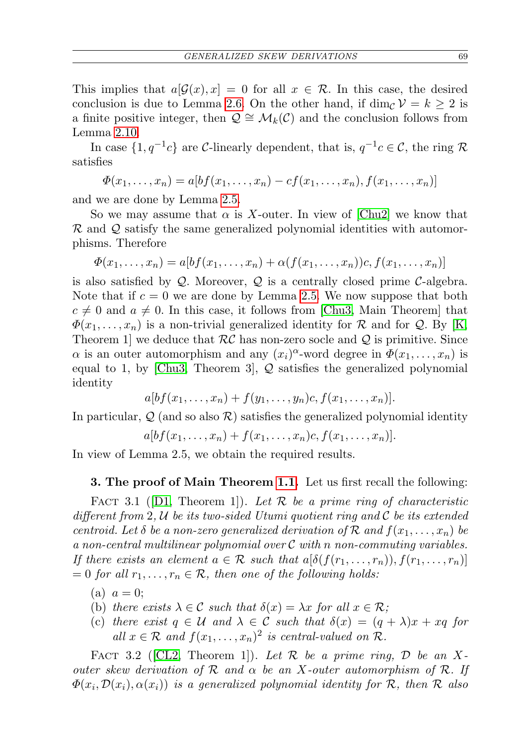This implies that $a[\mathcal{G}(x), x] = 0$ for all $x \in \mathcal{R}$. In this case, the desired conclusion is due to Lemma 2.6. On the other hand, if $\dim_{\mathcal{C}} \mathcal{V} = k \geq 2$ is a finite positive integer, then $\mathcal{Q} \cong \mathcal{M}_k(\mathcal{C})$ and the conclusion follows from Lemma 2.10.

In case $\{1, q^{-1}c\}$ are $\mathcal{C}$-linearly dependent, that is, $q^{-1}c \in \mathcal{C}$, the ring $\mathcal{R}$ satisfies

$$\Phi(x_1, \ldots, x_n) = a[bf(x_1, \ldots, x_n) - cf(x_1, \ldots, x_n), f(x_1, \ldots, x_n)]$$

and we are done by Lemma 2.5.

So we may assume that $\alpha$ is $X$-outer. In view of [Chu2] we know that $\mathcal{R}$ and $\mathcal{Q}$ satisfy the same generalized polynomial identities with automorphisms. Therefore

$$\Phi(x_1, \ldots, x_n) = a[bf(x_1, \ldots, x_n) + \alpha(f(x_1, \ldots, x_n))c, f(x_1, \ldots, x_n)]$$

is also satisfied by $\mathcal{Q}$. Moreover, $\mathcal{Q}$ is a centrally closed prime $\mathcal{C}$-algebra. Note that if $c = 0$ we are done by Lemma 2.5. We now suppose that both $c \neq 0$ and $a \neq 0$. In this case, it follows from [Chu3, Main Theorem] that $\Phi(x_1, \ldots, x_n)$ is a non-trivial generalized identity for $\mathcal{R}$ and for $\mathcal{Q}$. By [K, Theorem 1] we deduce that $\mathcal{RC}$ has non-zero socle and $\mathcal{Q}$ is primitive. Since $\alpha$ is an outer automorphism and any $(x_i)^{\alpha}$-word degree in $\Phi(x_1, \ldots, x_n)$ is equal to 1, by [Chu3, Theorem 3], $\mathcal{Q}$ satisfies the generalized polynomial identity

$$a[bf(x_1, \ldots, x_n) + f(y_1, \ldots, y_n)c, f(x_1, \ldots, x_n)].$$

In particular, $\mathcal{Q}$ (and so also $\mathcal{R}$) satisfies the generalized polynomial identity

$$a[bf(x_1, \ldots, x_n) + f(x_1, \ldots, x_n)c, f(x_1, \ldots, x_n)].$$

In view of Lemma 2.5, we obtain the required results.

## 3. The proof of Main Theorem 1.1.

Let us first recall the following:

FACT 3.1 ([D1, Theorem 1]). *Let $\mathcal{R}$ be a prime ring of characteristic different from 2, $\mathcal{U}$ be its two-sided Utumi quotient ring and $\mathcal{C}$ be its extended centroid. Let $\delta$ be a non-zero generalized derivation of $\mathcal{R}$ and $f(x_1, \ldots, x_n)$ be a non-central multilinear polynomial over $\mathcal{C}$ with $n$ non-commuting variables. If there exists an element $a \in \mathcal{R}$ such that $a[\delta(f(r_1, \ldots, r_n)), f(r_1, \ldots, r_n)] = 0$ for all $r_1, \ldots, r_n \in \mathcal{R}$, then one of the following holds:*

(a) *$a = 0$;*
(b) *there exists $\lambda \in \mathcal{C}$ such that $\delta(x) = \lambda x$ for all $x \in \mathcal{R}$;*
(c) *there exist $q \in \mathcal{U}$ and $\lambda \in \mathcal{C}$ such that $\delta(x) = (q + \lambda)x + xq$ for all $x \in \mathcal{R}$ and $f(x_1, \ldots, x_n)^2$ is central-valued on $\mathcal{R}$.*

FACT 3.2 ([CL2, Theorem 1]). *Let $\mathcal{R}$ be a prime ring, $\mathcal{D}$ be an $X$-outer skew derivation of $\mathcal{R}$ and $\alpha$ be an $X$-outer automorphism of $\mathcal{R}$. If $\Phi(x_i, \mathcal{D}(x_i), \alpha(x_i))$ is a generalized polynomial identity for $\mathcal{R}$, then $\mathcal{R}$ also*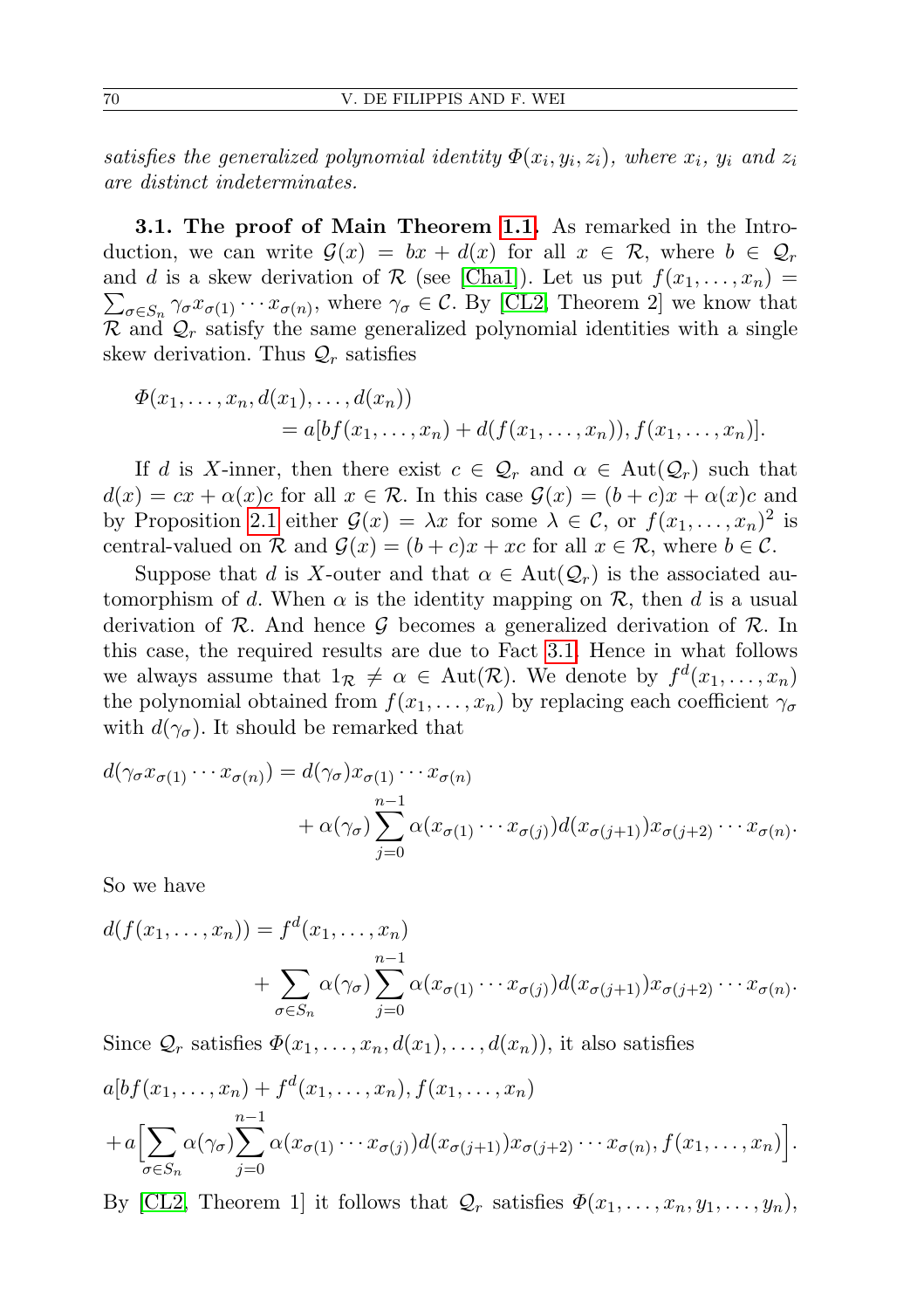*satisfies the generalized polynomial identity $\varPhi(x_i, y_i, z_i)$, where $x_i$, $y_i$ and $z_i$ are distinct indeterminates.*

**3.1. The proof of Main Theorem 1.1.** As remarked in the Introduction, we can write $\mathcal{G}(x) = bx + d(x)$ for all $x \in \mathcal{R}$, where $b \in \mathcal{Q}_r$ and $d$ is a skew derivation of $\mathcal{R}$ (see [Cha1]). Let us put $f(x_1, \ldots, x_n) = \sum_{\sigma \in S_n} \gamma_\sigma x_{\sigma(1)} \cdots x_{\sigma(n)}$, where $\gamma_\sigma \in \mathcal{C}$. By [CL2, Theorem 2] we know that $\mathcal{R}$ and $\mathcal{Q}_r$ satisfy the same generalized polynomial identities with a single skew derivation. Thus $\mathcal{Q}_r$ satisfies

$$
\begin{aligned}
&\varPhi(x_1, \ldots, x_n, d(x_1), \ldots, d(x_n)) \\
&\qquad = a[bf(x_1, \ldots, x_n) + d(f(x_1, \ldots, x_n)), f(x_1, \ldots, x_n)].
\end{aligned}
$$

If $d$ is $X$-inner, then there exist $c \in \mathcal{Q}_r$ and $\alpha \in \mathrm{Aut}(\mathcal{Q}_r)$ such that $d(x) = cx + \alpha(x)c$ for all $x \in \mathcal{R}$. In this case $\mathcal{G}(x) = (b + c)x + \alpha(x)c$ and by Proposition 2.1 either $\mathcal{G}(x) = \lambda x$ for some $\lambda \in \mathcal{C}$, or $f(x_1, \ldots, x_n)^2$ is central-valued on $\mathcal{R}$ and $\mathcal{G}(x) = (b + c)x + xc$ for all $x \in \mathcal{R}$, where $b \in \mathcal{C}$.

Suppose that $d$ is $X$-outer and that $\alpha \in \mathrm{Aut}(\mathcal{Q}_r)$ is the associated automorphism of $d$. When $\alpha$ is the identity mapping on $\mathcal{R}$, then $d$ is a usual derivation of $\mathcal{R}$. And hence $\mathcal{G}$ becomes a generalized derivation of $\mathcal{R}$. In this case, the required results are due to Fact 3.1. Hence in what follows we always assume that $1_{\mathcal{R}} \neq \alpha \in \mathrm{Aut}(\mathcal{R})$. We denote by $f^d(x_1, \ldots, x_n)$ the polynomial obtained from $f(x_1, \ldots, x_n)$ by replacing each coefficient $\gamma_\sigma$ with $d(\gamma_\sigma)$. It should be remarked that

$$
\begin{aligned}
d(\gamma_\sigma x_{\sigma(1)} \cdots x_{\sigma(n)}) &= d(\gamma_\sigma) x_{\sigma(1)} \cdots x_{\sigma(n)} \\
&\quad + \alpha(\gamma_\sigma) \sum_{j=0}^{n-1} \alpha(x_{\sigma(1)} \cdots x_{\sigma(j)}) d(x_{\sigma(j+1)}) x_{\sigma(j+2)} \cdots x_{\sigma(n)}.
\end{aligned}
$$

So we have

$$
\begin{aligned}
d(f(x_1, \ldots, x_n)) &= f^d(x_1, \ldots, x_n) \\
&\quad + \sum_{\sigma \in S_n} \alpha(\gamma_\sigma) \sum_{j=0}^{n-1} \alpha(x_{\sigma(1)} \cdots x_{\sigma(j)}) d(x_{\sigma(j+1)}) x_{\sigma(j+2)} \cdots x_{\sigma(n)}.
\end{aligned}
$$

Since $\mathcal{Q}_r$ satisfies $\varPhi(x_1, \ldots, x_n, d(x_1), \ldots, d(x_n))$, it also satisfies

$$
\begin{aligned}
&a[bf(x_1, \ldots, x_n) + f^d(x_1, \ldots, x_n), f(x_1, \ldots, x_n) \\
&+ a\Big[\sum_{\sigma \in S_n} \alpha(\gamma_\sigma) \sum_{j=0}^{n-1} \alpha(x_{\sigma(1)} \cdots x_{\sigma(j)}) d(x_{\sigma(j+1)}) x_{\sigma(j+2)} \cdots x_{\sigma(n)}, f(x_1, \ldots, x_n)\Big].
\end{aligned}
$$

By [CL2, Theorem 1] it follows that $\mathcal{Q}_r$ satisfies $\varPhi(x_1, \ldots, x_n, y_1, \ldots, y_n)$,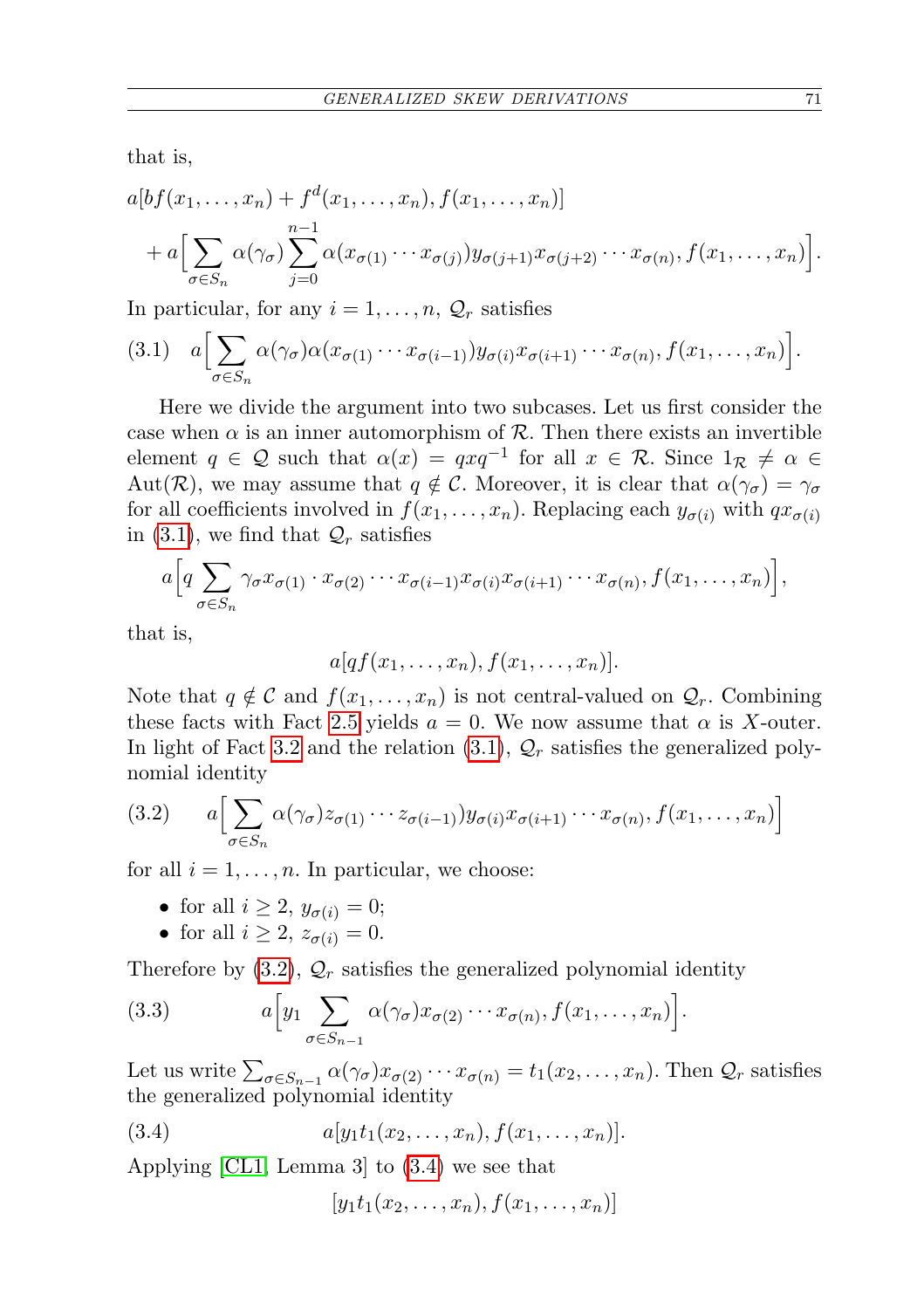that is,

$$a[bf(x_1,\ldots,x_n)+f^d(x_1,\ldots,x_n),f(x_1,\ldots,x_n)]$$
$$+\,a\Big[\sum_{\sigma\in S_n}\alpha(\gamma_\sigma)\sum_{j=0}^{n-1}\alpha(x_{\sigma(1)}\cdots x_{\sigma(j)})y_{\sigma(j+1)}x_{\sigma(j+2)}\cdots x_{\sigma(n)},f(x_1,\ldots,x_n)\Big].$$

In particular, for any $i=1,\ldots,n$, $\mathcal{Q}_r$ satisfies

$$a\Big[\sum_{\sigma\in S_n}\alpha(\gamma_\sigma)\alpha(x_{\sigma(1)}\cdots x_{\sigma(i-1)})y_{\sigma(i)}x_{\sigma(i+1)}\cdots x_{\sigma(n)},f(x_1,\ldots,x_n)\Big]. \tag{3.1}$$

Here we divide the argument into two subcases. Let us first consider the case when $\alpha$ is an inner automorphism of $\mathcal{R}$. Then there exists an invertible element $q\in\mathcal{Q}$ such that $\alpha(x)=qxq^{-1}$ for all $x\in\mathcal{R}$. Since $1_\mathcal{R}\neq\alpha\in\mathrm{Aut}(\mathcal{R})$, we may assume that $q\notin\mathcal{C}$. Moreover, it is clear that $\alpha(\gamma_\sigma)=\gamma_\sigma$ for all coefficients involved in $f(x_1,\ldots,x_n)$. Replacing each $y_{\sigma(i)}$ with $qx_{\sigma(i)}$ in (3.1), we find that $\mathcal{Q}_r$ satisfies

$$a\Big[q\sum_{\sigma\in S_n}\gamma_\sigma x_{\sigma(1)}\cdot x_{\sigma(2)}\cdots x_{\sigma(i-1)}x_{\sigma(i)}x_{\sigma(i+1)}\cdots x_{\sigma(n)},f(x_1,\ldots,x_n)\Big],$$

that is,

$$a[qf(x_1,\ldots,x_n),f(x_1,\ldots,x_n)].$$

Note that $q\notin\mathcal{C}$ and $f(x_1,\ldots,x_n)$ is not central-valued on $\mathcal{Q}_r$. Combining these facts with Fact 2.5 yields $a=0$. We now assume that $\alpha$ is $X$-outer. In light of Fact 3.2 and the relation (3.1), $\mathcal{Q}_r$ satisfies the generalized polynomial identity

$$a\Big[\sum_{\sigma\in S_n}\alpha(\gamma_\sigma)z_{\sigma(1)}\cdots z_{\sigma(i-1)})y_{\sigma(i)}x_{\sigma(i+1)}\cdots x_{\sigma(n)},f(x_1,\ldots,x_n)\Big] \tag{3.2}$$

for all $i=1,\ldots,n$. In particular, we choose:

- for all $i\geq 2$, $y_{\sigma(i)}=0$;
- for all $i\geq 2$, $z_{\sigma(i)}=0$.

Therefore by (3.2), $\mathcal{Q}_r$ satisfies the generalized polynomial identity

$$a\Big[y_1\sum_{\sigma\in S_{n-1}}\alpha(\gamma_\sigma)x_{\sigma(2)}\cdots x_{\sigma(n)},f(x_1,\ldots,x_n)\Big]. \tag{3.3}$$

Let us write $\sum_{\sigma\in S_{n-1}}\alpha(\gamma_\sigma)x_{\sigma(2)}\cdots x_{\sigma(n)}=t_1(x_2,\ldots,x_n)$. Then $\mathcal{Q}_r$ satisfies the generalized polynomial identity

$$a[y_1t_1(x_2,\ldots,x_n),f(x_1,\ldots,x_n)]. \tag{3.4}$$

Applying [CL1, Lemma 3] to (3.4) we see that

$$[y_1t_1(x_2,\ldots,x_n),f(x_1,\ldots,x_n)]$$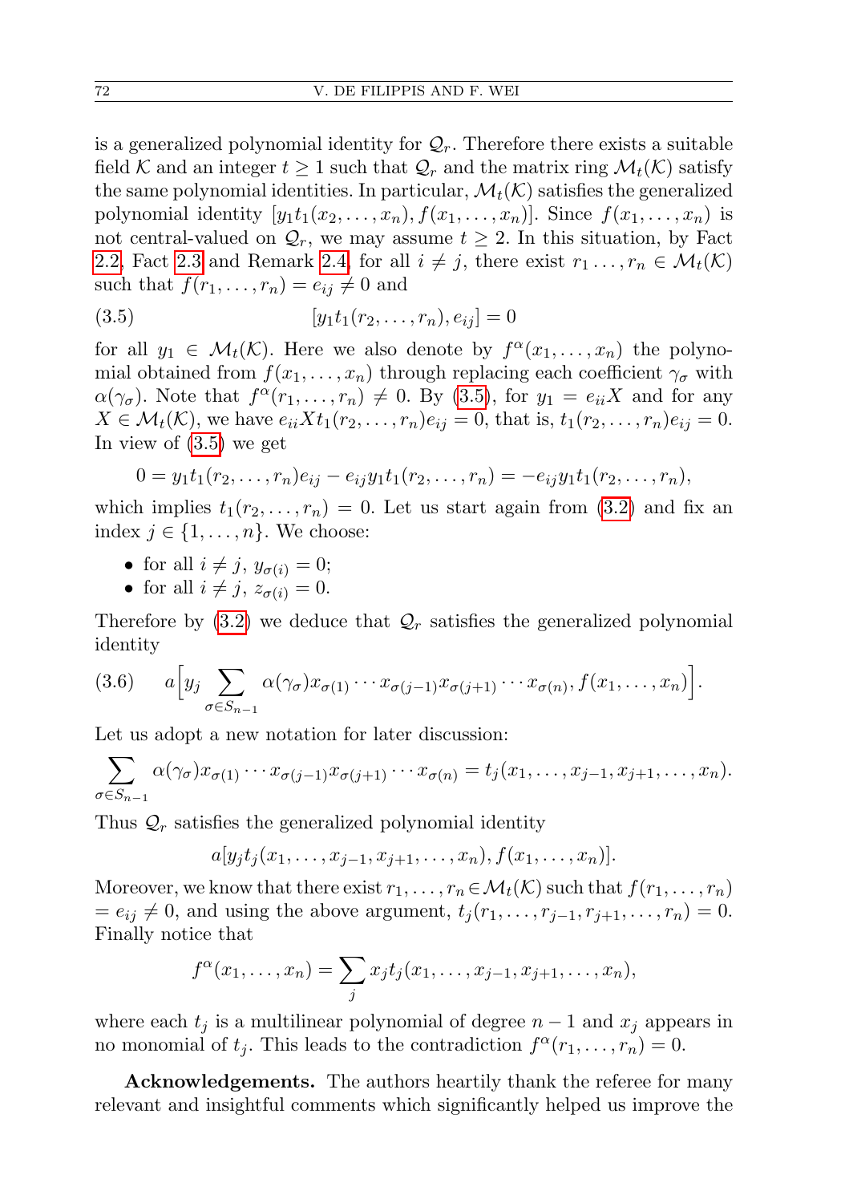is a generalized polynomial identity for $\mathcal{Q}_r$. Therefore there exists a suitable field $\mathcal{K}$ and an integer $t \geq 1$ such that $\mathcal{Q}_r$ and the matrix ring $\mathcal{M}_t(\mathcal{K})$ satisfy the same polynomial identities. In particular, $\mathcal{M}_t(\mathcal{K})$ satisfies the generalized polynomial identity $[y_1 t_1(x_2, \ldots, x_n), f(x_1, \ldots, x_n)]$. Since $f(x_1, \ldots, x_n)$ is not central-valued on $\mathcal{Q}_r$, we may assume $t \geq 2$. In this situation, by Fact 2.2, Fact 2.3 and Remark 2.4, for all $i \neq j$, there exist $r_1 \ldots, r_n \in \mathcal{M}_t(\mathcal{K})$ such that $f(r_1, \ldots, r_n) = e_{ij} \neq 0$ and

$$[y_1 t_1(r_2, \ldots, r_n), e_{ij}] = 0 \tag{3.5}$$

for all $y_1 \in \mathcal{M}_t(\mathcal{K})$. Here we also denote by $f^{\alpha}(x_1, \ldots, x_n)$ the polynomial obtained from $f(x_1, \ldots, x_n)$ through replacing each coefficient $\gamma_\sigma$ with $\alpha(\gamma_\sigma)$. Note that $f^{\alpha}(r_1, \ldots, r_n) \neq 0$. By (3.5), for $y_1 = e_{ii}X$ and for any $X \in \mathcal{M}_t(\mathcal{K})$, we have $e_{ii} X t_1(r_2, \ldots, r_n) e_{ij} = 0$, that is, $t_1(r_2, \ldots, r_n) e_{ij} = 0$. In view of (3.5) we get

$$0 = y_1 t_1(r_2, \ldots, r_n) e_{ij} - e_{ij} y_1 t_1(r_2, \ldots, r_n) = -e_{ij} y_1 t_1(r_2, \ldots, r_n),$$

which implies $t_1(r_2, \ldots, r_n) = 0$. Let us start again from (3.2) and fix an index $j \in \{1, \ldots, n\}$. We choose:

- for all $i \neq j$, $y_{\sigma(i)} = 0$;
- for all $i \neq j$, $z_{\sigma(i)} = 0$.

Therefore by (3.2) we deduce that $\mathcal{Q}_r$ satisfies the generalized polynomial identity

$$a\Big[y_j \sum_{\sigma \in S_{n-1}} \alpha(\gamma_\sigma) x_{\sigma(1)} \cdots x_{\sigma(j-1)} x_{\sigma(j+1)} \cdots x_{\sigma(n)}, f(x_1, \ldots, x_n)\Big]. \tag{3.6}$$

Let us adopt a new notation for later discussion:

$$\sum_{\sigma \in S_{n-1}} \alpha(\gamma_\sigma) x_{\sigma(1)} \cdots x_{\sigma(j-1)} x_{\sigma(j+1)} \cdots x_{\sigma(n)} = t_j(x_1, \ldots, x_{j-1}, x_{j+1}, \ldots, x_n).$$

Thus $\mathcal{Q}_r$ satisfies the generalized polynomial identity

$$a[y_j t_j(x_1, \ldots, x_{j-1}, x_{j+1}, \ldots, x_n), f(x_1, \ldots, x_n)].$$

Moreover, we know that there exist $r_1, \ldots, r_n \in \mathcal{M}_t(\mathcal{K})$ such that $f(r_1, \ldots, r_n) = e_{ij} \neq 0$, and using the above argument, $t_j(r_1, \ldots, r_{j-1}, r_{j+1}, \ldots, r_n) = 0$. Finally notice that

$$f^{\alpha}(x_1, \ldots, x_n) = \sum_j x_j t_j(x_1, \ldots, x_{j-1}, x_{j+1}, \ldots, x_n),$$

where each $t_j$ is a multilinear polynomial of degree $n-1$ and $x_j$ appears in no monomial of $t_j$. This leads to the contradiction $f^{\alpha}(r_1, \ldots, r_n) = 0$.

**Acknowledgements.** The authors heartily thank the referee for many relevant and insightful comments which significantly helped us improve the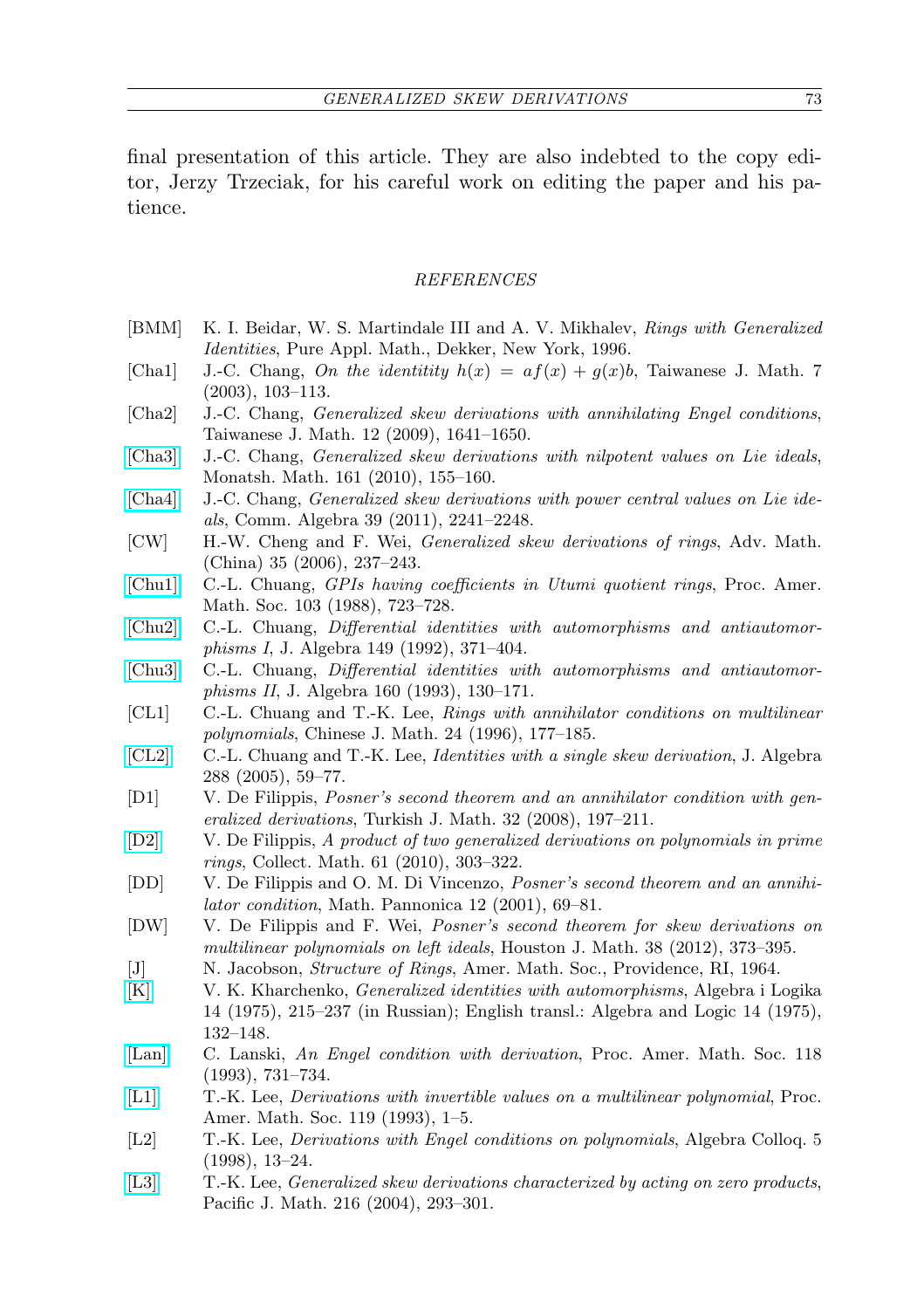final presentation of this article. They are also indebted to the copy editor, Jerzy Trzeciak, for his careful work on editing the paper and his patience.

## REFERENCES

[BMM] K. I. Beidar, W. S. Martindale III and A. V. Mikhalev, *Rings with Generalized Identities*, Pure Appl. Math., Dekker, New York, 1996.

[Cha1] J.-C. Chang, *On the identitity $h(x) = af(x) + g(x)b$*, Taiwanese J. Math. 7 (2003), 103–113.

[Cha2] J.-C. Chang, *Generalized skew derivations with annihilating Engel conditions*, Taiwanese J. Math. 12 (2009), 1641–1650.

[Cha3] J.-C. Chang, *Generalized skew derivations with nilpotent values on Lie ideals*, Monatsh. Math. 161 (2010), 155–160.

[Cha4] J.-C. Chang, *Generalized skew derivations with power central values on Lie ideals*, Comm. Algebra 39 (2011), 2241–2248.

[CW] H.-W. Cheng and F. Wei, *Generalized skew derivations of rings*, Adv. Math. (China) 35 (2006), 237–243.

[Chu1] C.-L. Chuang, *GPIs having coefficients in Utumi quotient rings*, Proc. Amer. Math. Soc. 103 (1988), 723–728.

[Chu2] C.-L. Chuang, *Differential identities with automorphisms and antiautomorphisms I*, J. Algebra 149 (1992), 371–404.

[Chu3] C.-L. Chuang, *Differential identities with automorphisms and antiautomorphisms II*, J. Algebra 160 (1993), 130–171.

[CL1] C.-L. Chuang and T.-K. Lee, *Rings with annihilator conditions on multilinear polynomials*, Chinese J. Math. 24 (1996), 177–185.

[CL2] C.-L. Chuang and T.-K. Lee, *Identities with a single skew derivation*, J. Algebra 288 (2005), 59–77.

[D1] V. De Filippis, *Posner's second theorem and an annihilator condition with generalized derivations*, Turkish J. Math. 32 (2008), 197–211.

[D2] V. De Filippis, *A product of two generalized derivations on polynomials in prime rings*, Collect. Math. 61 (2010), 303–322.

[DD] V. De Filippis and O. M. Di Vincenzo, *Posner's second theorem and an annihilator condition*, Math. Pannonica 12 (2001), 69–81.

[DW] V. De Filippis and F. Wei, *Posner's second theorem for skew derivations on multilinear polynomials on left ideals*, Houston J. Math. 38 (2012), 373–395.

[J] N. Jacobson, *Structure of Rings*, Amer. Math. Soc., Providence, RI, 1964.

[K] V. K. Kharchenko, *Generalized identities with automorphisms*, Algebra i Logika 14 (1975), 215–237 (in Russian); English transl.: Algebra and Logic 14 (1975), 132–148.

[Lan] C. Lanski, *An Engel condition with derivation*, Proc. Amer. Math. Soc. 118 (1993), 731–734.

[L1] T.-K. Lee, *Derivations with invertible values on a multilinear polynomial*, Proc. Amer. Math. Soc. 119 (1993), 1–5.

[L2] T.-K. Lee, *Derivations with Engel conditions on polynomials*, Algebra Colloq. 5 (1998), 13–24.

[L3] T.-K. Lee, *Generalized skew derivations characterized by acting on zero products*, Pacific J. Math. 216 (2004), 293–301.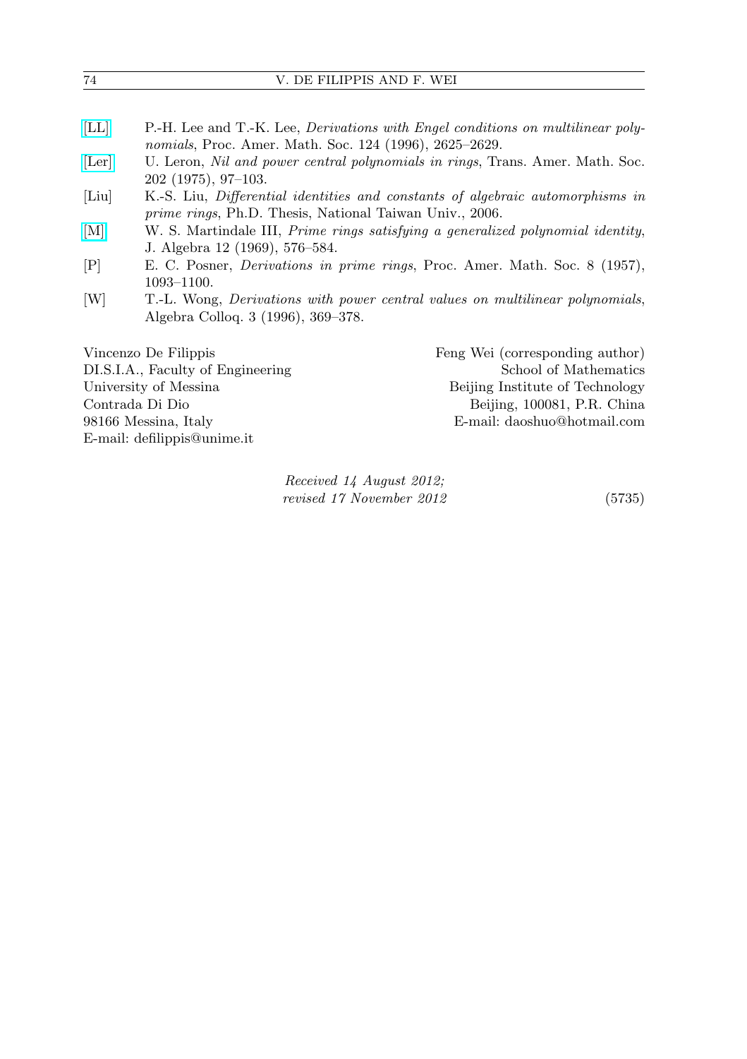- [LL] P.-H. Lee and T.-K. Lee, *Derivations with Engel conditions on multilinear polynomials*, Proc. Amer. Math. Soc. 124 (1996), 2625–2629.
- [Ler] U. Leron, *Nil and power central polynomials in rings*, Trans. Amer. Math. Soc. 202 (1975), 97–103.
- [Liu] K.-S. Liu, *Differential identities and constants of algebraic automorphisms in prime rings*, Ph.D. Thesis, National Taiwan Univ., 2006.
- [M] W. S. Martindale III, *Prime rings satisfying a generalized polynomial identity*, J. Algebra 12 (1969), 576–584.
- [P] E. C. Posner, *Derivations in prime rings*, Proc. Amer. Math. Soc. 8 (1957), 1093–1100.
- [W] T.-L. Wong, *Derivations with power central values on multilinear polynomials*, Algebra Colloq. 3 (1996), 369–378.

Vincenzo De Filippis
DI.S.I.A., Faculty of Engineering
University of Messina
Contrada Di Dio
98166 Messina, Italy
E-mail: defilippis@unime.it

Feng Wei (corresponding author)
School of Mathematics
Beijing Institute of Technology
Beijing, 100081, P.R. China
E-mail: daoshuo@hotmail.com

*Received 14 August 2012;*
*revised 17 November 2012* (5735)